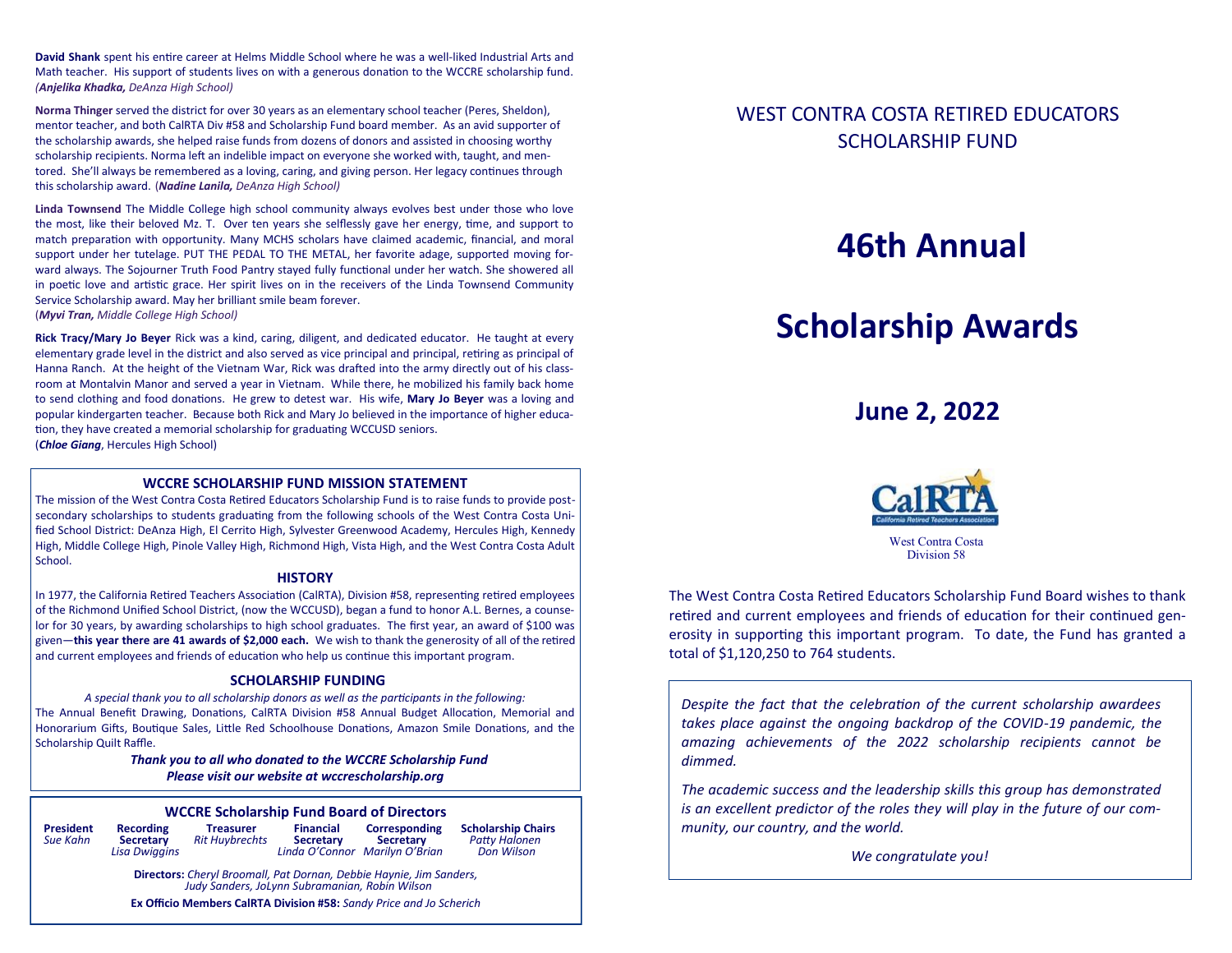**David Shank** spent his entire career at Helms Middle School where he was a well-liked Industrial Arts and Math teacher. His support of students lives on with a generous donation to the WCCRE scholarship fund. *(**Anjelika Khadka,** DeAnza High School)*

**Norma Thinger** served the district for over 30 years as an elementary school teacher (Peres, Sheldon), mentor teacher, and both CalRTA Div #58 and Scholarship Fund board member. As an avid supporter of the scholarship awards, she helped raise funds from dozens of donors and assisted in choosing worthy scholarship recipients. Norma left an indelible impact on everyone she worked with, taught, and mentored. She'll always be remembered as a loving, caring, and giving person. Her legacy continues through this scholarship award. (***Nadine Lanila,*** *DeAnza High School)*

**Linda Townsend** The Middle College high school community always evolves best under those who love the most, like their beloved Mz. T. Over ten years she selflessly gave her energy, time, and support to match preparation with opportunity. Many MCHS scholars have claimed academic, financial, and moral support under her tutelage. PUT THE PEDAL TO THE METAL, her favorite adage, supported moving forward always. The Sojourner Truth Food Pantry stayed fully functional under her watch. She showered all in poetic love and artistic grace. Her spirit lives on in the receivers of the Linda Townsend Community Service Scholarship award. May her brilliant smile beam forever.
(***Myvi Tran,*** *Middle College High School)*

**Rick Tracy/Mary Jo Beyer** Rick was a kind, caring, diligent, and dedicated educator. He taught at every elementary grade level in the district and also served as vice principal and principal, retiring as principal of Hanna Ranch. At the height of the Vietnam War, Rick was drafted into the army directly out of his classroom at Montalvin Manor and served a year in Vietnam. While there, he mobilized his family back home to send clothing and food donations. He grew to detest war. His wife, **Mary Jo Beyer** was a loving and popular kindergarten teacher. Because both Rick and Mary Jo believed in the importance of higher education, they have created a memorial scholarship for graduating WCCUSD seniors.
(***Chloe Giang***, Hercules High School)

## WCCRE SCHOLARSHIP FUND MISSION STATEMENT

The mission of the West Contra Costa Retired Educators Scholarship Fund is to raise funds to provide post-secondary scholarships to students graduating from the following schools of the West Contra Costa Unified School District: DeAnza High, El Cerrito High, Sylvester Greenwood Academy, Hercules High, Kennedy High, Middle College High, Pinole Valley High, Richmond High, Vista High, and the West Contra Costa Adult School.

## HISTORY

In 1977, the California Retired Teachers Association (CalRTA), Division #58, representing retired employees of the Richmond Unified School District, (now the WCCUSD), began a fund to honor A.L. Bernes, a counselor for 30 years, by awarding scholarships to high school graduates. The first year, an award of $100 was given—**this year there are 41 awards of $2,000 each.** We wish to thank the generosity of all of the retired and current employees and friends of education who help us continue this important program.

## SCHOLARSHIP FUNDING

*A special thank you to all scholarship donors as well as the participants in the following:*
The Annual Benefit Drawing, Donations, CalRTA Division #58 Annual Budget Allocation, Memorial and Honorarium Gifts, Boutique Sales, Little Red Schoolhouse Donations, Amazon Smile Donations, and the Scholarship Quilt Raffle.

***Thank you to all who donated to the WCCRE Scholarship Fund***
***Please visit our website at wccrescholarship.org***

## WCCRE Scholarship Fund Board of Directors

| President | Recording Secretary | Treasurer | Financial Secretary | Corresponding Secretary | Scholarship Chairs |
|---|---|---|---|---|---|
| *Sue Kahn* | *Lisa Dwiggins* | *Rit Huybrechts* | *Linda O'Connor* | *Marilyn O'Brian* | *Patty Halonen*, *Don Wilson* |

**Directors:** *Cheryl Broomall, Pat Dornan, Debbie Haynie, Jim Sanders, Judy Sanders, JoLynn Subramanian, Robin Wilson*

**Ex Officio Members CalRTA Division #58:** *Sandy Price and Jo Scherich*

# WEST CONTRA COSTA RETIRED EDUCATORS SCHOLARSHIP FUND

# 46th Annual

# Scholarship Awards

## June 2, 2022

CalRTA
California Retired Teachers Association
West Contra Costa
Division 58

The West Contra Costa Retired Educators Scholarship Fund Board wishes to thank retired and current employees and friends of education for their continued generosity in supporting this important program. To date, the Fund has granted a total of $1,120,250 to 764 students.

*Despite the fact that the celebration of the current scholarship awardees takes place against the ongoing backdrop of the COVID-19 pandemic, the amazing achievements of the 2022 scholarship recipients cannot be dimmed.*

*The academic success and the leadership skills this group has demonstrated is an excellent predictor of the roles they will play in the future of our community, our country, and the world.*

*We congratulate you!*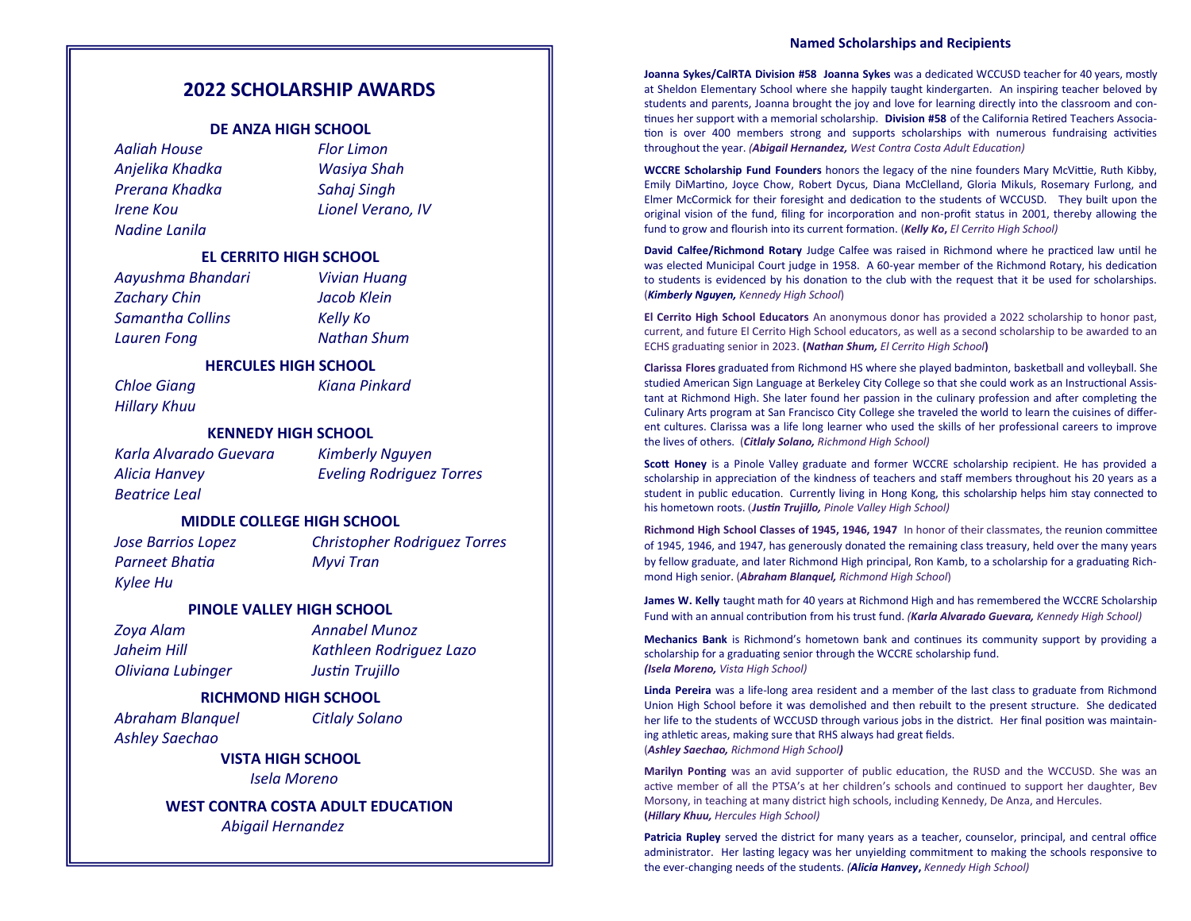# 2022 SCHOLARSHIP AWARDS

### DE ANZA HIGH SCHOOL

*Aaliah House*
*Anjelika Khadka*
*Prerana Khadka*
*Irene Kou*
*Nadine Lanila*
*Flor Limon*
*Wasiya Shah*
*Sahaj Singh*
*Lionel Verano, IV*

### EL CERRITO HIGH SCHOOL

*Aayushma Bhandari*
*Zachary Chin*
*Samantha Collins*
*Lauren Fong*
*Vivian Huang*
*Jacob Klein*
*Kelly Ko*
*Nathan Shum*

### HERCULES HIGH SCHOOL

*Chloe Giang*
*Hillary Khuu*
*Kiana Pinkard*

### KENNEDY HIGH SCHOOL

*Karla Alvarado Guevara*
*Alicia Hanvey*
*Beatrice Leal*
*Kimberly Nguyen*
*Eveling Rodriguez Torres*

### MIDDLE COLLEGE HIGH SCHOOL

*Jose Barrios Lopez*
*Parneet Bhatia*
*Kylee Hu*
*Christopher Rodriguez Torres*
*Myvi Tran*

### PINOLE VALLEY HIGH SCHOOL

*Zoya Alam*
*Jaheim Hill*
*Oliviana Lubinger*
*Annabel Munoz*
*Kathleen Rodriguez Lazo*
*Justin Trujillo*

### RICHMOND HIGH SCHOOL

*Abraham Blanquel*
*Ashley Saechao*
*Citlaly Solano*

### VISTA HIGH SCHOOL

*Isela Moreno*

### WEST CONTRA COSTA ADULT EDUCATION

*Abigail Hernandez*

## Named Scholarships and Recipients

**Joanna Sykes/CalRTA Division #58** **Joanna Sykes** was a dedicated WCCUSD teacher for 40 years, mostly at Sheldon Elementary School where she happily taught kindergarten. An inspiring teacher beloved by students and parents, Joanna brought the joy and love for learning directly into the classroom and continues her support with a memorial scholarship. **Division #58** of the California Retired Teachers Association is over 400 members strong and supports scholarships with numerous fundraising activities throughout the year. *(**Abigail Hernandez,** West Contra Costa Adult Education)*

**WCCRE Scholarship Fund Founders** honors the legacy of the nine founders Mary McVittie, Ruth Kibby, Emily DiMartino, Joyce Chow, Robert Dycus, Diana McClelland, Gloria Mikuls, Rosemary Furlong, and Elmer McCormick for their foresight and dedication to the students of WCCUSD. They built upon the original vision of the fund, filing for incorporation and non-profit status in 2001, thereby allowing the fund to grow and flourish into its current formation. (***Kelly Ko,** El Cerrito High School)*

**David Calfee/Richmond Rotary** Judge Calfee was raised in Richmond where he practiced law until he was elected Municipal Court judge in 1958. A 60-year member of the Richmond Rotary, his dedication to students is evidenced by his donation to the club with the request that it be used for scholarships. (***Kimberly Nguyen,** Kennedy High School*)

**El Cerrito High School Educators** An anonymous donor has provided a 2022 scholarship to honor past, current, and future El Cerrito High School educators, as well as a second scholarship to be awarded to an ECHS graduating senior in 2023. **(*Nathan Shum,* *El Cerrito High School*)**

**Clarissa Flores** graduated from Richmond HS where she played badminton, basketball and volleyball. She studied American Sign Language at Berkeley City College so that she could work as an Instructional Assistant at Richmond High. She later found her passion in the culinary profession and after completing the Culinary Arts program at San Francisco City College she traveled the world to learn the cuisines of different cultures. Clarissa was a life long learner who used the skills of her professional careers to improve the lives of others. (***Citlaly Solano,** Richmond High School)*

**Scott Honey** is a Pinole Valley graduate and former WCCRE scholarship recipient. He has provided a scholarship in appreciation of the kindness of teachers and staff members throughout his 20 years as a student in public education. Currently living in Hong Kong, this scholarship helps him stay connected to his hometown roots. (***Justin Trujillo,** Pinole Valley High School)*

**Richmond High School Classes of 1945, 1946, 1947** In honor of their classmates, the reunion committee of 1945, 1946, and 1947, has generously donated the remaining class treasury, held over the many years by fellow graduate, and later Richmond High principal, Ron Kamb, to a scholarship for a graduating Richmond High senior. (***Abraham Blanquel,** Richmond High School*)

**James W. Kelly** taught math for 40 years at Richmond High and has remembered the WCCRE Scholarship Fund with an annual contribution from his trust fund. *(**Karla Alvarado Guevara,** Kennedy High School)*

**Mechanics Bank** is Richmond's hometown bank and continues its community support by providing a scholarship for a graduating senior through the WCCRE scholarship fund.
*(**Isela Moreno,** Vista High School)*

**Linda Pereira** was a life-long area resident and a member of the last class to graduate from Richmond Union High School before it was demolished and then rebuilt to the present structure. She dedicated her life to the students of WCCUSD through various jobs in the district. Her final position was maintaining athletic areas, making sure that RHS always had great fields.
(***Ashley Saechao,** Richmond High School**)***

**Marilyn Ponting** was an avid supporter of public education, the RUSD and the WCCUSD. She was an active member of all the PTSA's at her children's schools and continued to support her daughter, Bev Morsony, in teaching at many district high schools, including Kennedy, De Anza, and Hercules.
**(*Hillary Khuu,*** *Hercules High School)*

**Patricia Rupley** served the district for many years as a teacher, counselor, principal, and central office administrator. Her lasting legacy was her unyielding commitment to making the schools responsive to the ever-changing needs of the students. *(**Alicia Hanvey**, Kennedy High School)*